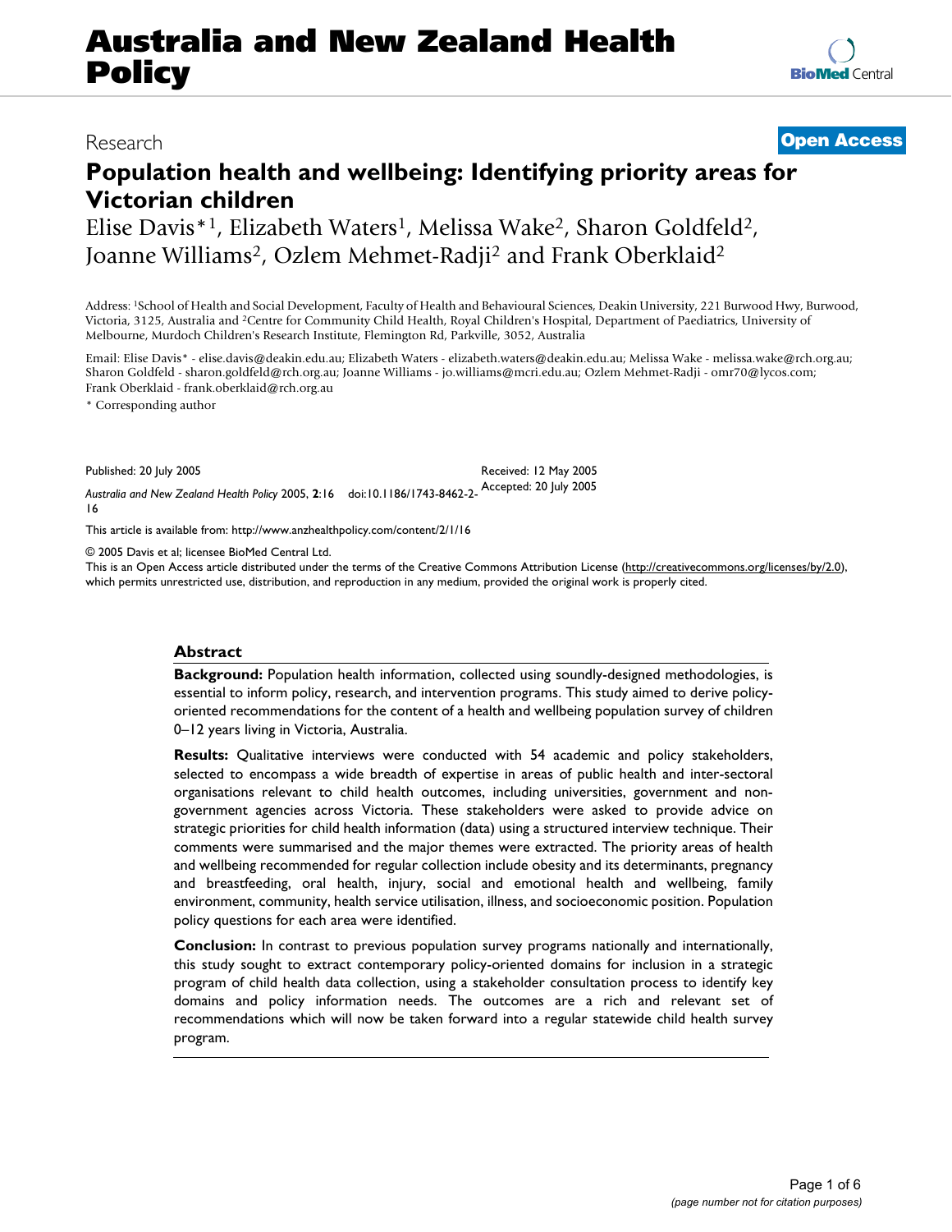Research

**Open Access**

# Population health and wellbeing: Identifying priority areas for Victorian children

Elise Davis*[1], Elizabeth Waters[1], Melissa Wake[2], Sharon Goldfeld[2], Joanne Williams[2], Ozlem Mehmet-Radji[2] and Frank Oberklaid[2]

Address: [1]School of Health and Social Development, Faculty of Health and Behavioural Sciences, Deakin University, 221 Burwood Hwy, Burwood, Victoria, 3125, Australia and [2]Centre for Community Child Health, Royal Children's Hospital, Department of Paediatrics, University of Melbourne, Murdoch Children's Research Institute, Flemington Rd, Parkville, 3052, Australia

Email: Elise Davis* - elise.davis@deakin.edu.au; Elizabeth Waters - elizabeth.waters@deakin.edu.au; Melissa Wake - melissa.wake@rch.org.au; Sharon Goldfeld - sharon.goldfeld@rch.org.au; Joanne Williams - jo.williams@mcri.edu.au; Ozlem Mehmet-Radji - omr70@lycos.com; Frank Oberklaid - frank.oberklaid@rch.org.au

\* Corresponding author

Published: 20 July 2005

*Australia and New Zealand Health Policy* 2005, **2**:16 doi:10.1186/1743-8462-2-16

Received: 12 May 2005
Accepted: 20 July 2005

This article is available from: http://www.anzhealthpolicy.com/content/2/1/16

© 2005 Davis et al; licensee BioMed Central Ltd.
This is an Open Access article distributed under the terms of the Creative Commons Attribution License (http://creativecommons.org/licenses/by/2.0), which permits unrestricted use, distribution, and reproduction in any medium, provided the original work is properly cited.

## Abstract

**Background:** Population health information, collected using soundly-designed methodologies, is essential to inform policy, research, and intervention programs. This study aimed to derive policy-oriented recommendations for the content of a health and wellbeing population survey of children 0–12 years living in Victoria, Australia.

**Results:** Qualitative interviews were conducted with 54 academic and policy stakeholders, selected to encompass a wide breadth of expertise in areas of public health and inter-sectoral organisations relevant to child health outcomes, including universities, government and non-government agencies across Victoria. These stakeholders were asked to provide advice on strategic priorities for child health information (data) using a structured interview technique. Their comments were summarised and the major themes were extracted. The priority areas of health and wellbeing recommended for regular collection include obesity and its determinants, pregnancy and breastfeeding, oral health, injury, social and emotional health and wellbeing, family environment, community, health service utilisation, illness, and socioeconomic position. Population policy questions for each area were identified.

**Conclusion:** In contrast to previous population survey programs nationally and internationally, this study sought to extract contemporary policy-oriented domains for inclusion in a strategic program of child health data collection, using a stakeholder consultation process to identify key domains and policy information needs. The outcomes are a rich and relevant set of recommendations which will now be taken forward into a regular statewide child health survey program.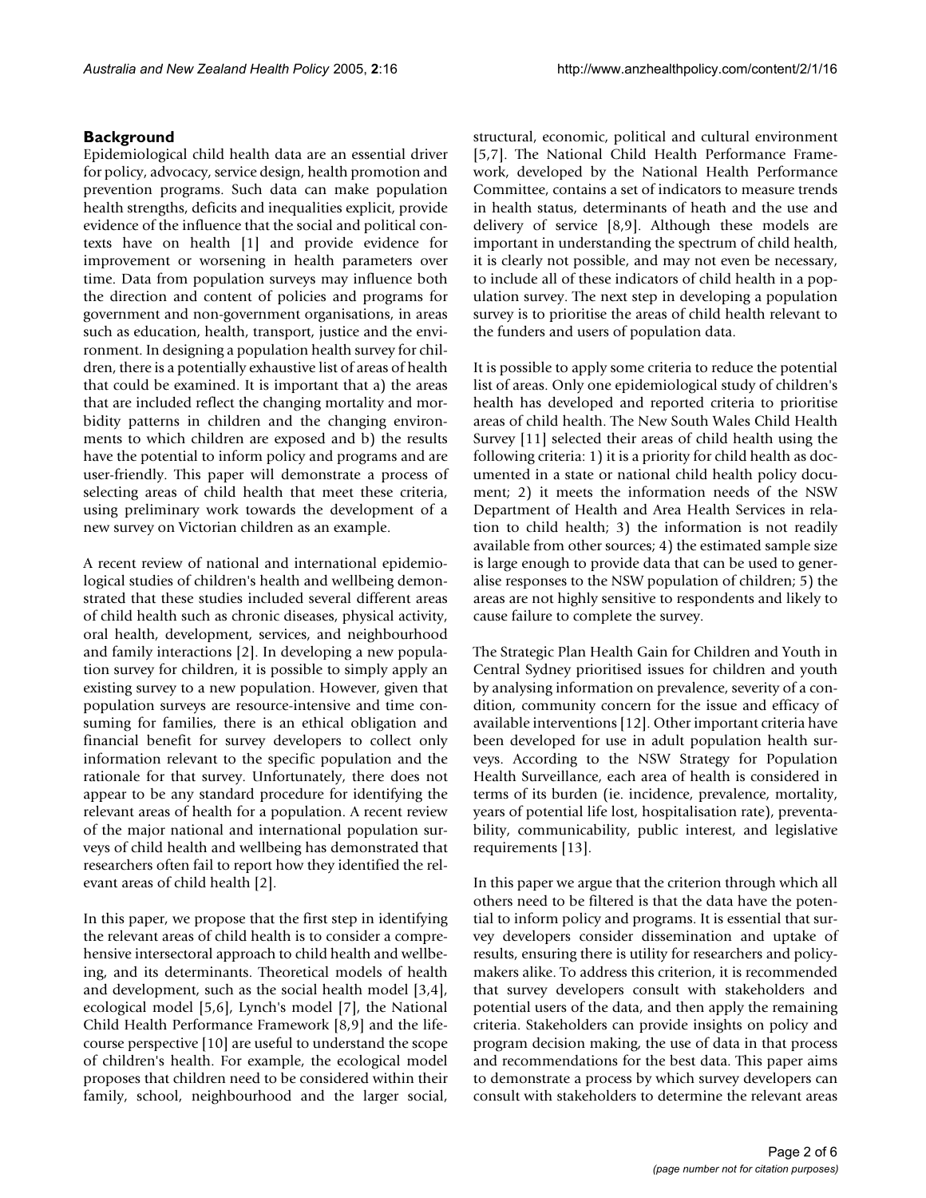## Background

Epidemiological child health data are an essential driver for policy, advocacy, service design, health promotion and prevention programs. Such data can make population health strengths, deficits and inequalities explicit, provide evidence of the influence that the social and political contexts have on health [1] and provide evidence for improvement or worsening in health parameters over time. Data from population surveys may influence both the direction and content of policies and programs for government and non-government organisations, in areas such as education, health, transport, justice and the environment. In designing a population health survey for children, there is a potentially exhaustive list of areas of health that could be examined. It is important that a) the areas that are included reflect the changing mortality and morbidity patterns in children and the changing environments to which children are exposed and b) the results have the potential to inform policy and programs and are user-friendly. This paper will demonstrate a process of selecting areas of child health that meet these criteria, using preliminary work towards the development of a new survey on Victorian children as an example.

A recent review of national and international epidemiological studies of children's health and wellbeing demonstrated that these studies included several different areas of child health such as chronic diseases, physical activity, oral health, development, services, and neighbourhood and family interactions [2]. In developing a new population survey for children, it is possible to simply apply an existing survey to a new population. However, given that population surveys are resource-intensive and time consuming for families, there is an ethical obligation and financial benefit for survey developers to collect only information relevant to the specific population and the rationale for that survey. Unfortunately, there does not appear to be any standard procedure for identifying the relevant areas of health for a population. A recent review of the major national and international population surveys of child health and wellbeing has demonstrated that researchers often fail to report how they identified the relevant areas of child health [2].

In this paper, we propose that the first step in identifying the relevant areas of child health is to consider a comprehensive intersectoral approach to child health and wellbeing, and its determinants. Theoretical models of health and development, such as the social health model [3,4], ecological model [5,6], Lynch's model [7], the National Child Health Performance Framework [8,9] and the lifecourse perspective [10] are useful to understand the scope of children's health. For example, the ecological model proposes that children need to be considered within their family, school, neighbourhood and the larger social, structural, economic, political and cultural environment [5,7]. The National Child Health Performance Framework, developed by the National Health Performance Committee, contains a set of indicators to measure trends in health status, determinants of heath and the use and delivery of service [8,9]. Although these models are important in understanding the spectrum of child health, it is clearly not possible, and may not even be necessary, to include all of these indicators of child health in a population survey. The next step in developing a population survey is to prioritise the areas of child health relevant to the funders and users of population data.

It is possible to apply some criteria to reduce the potential list of areas. Only one epidemiological study of children's health has developed and reported criteria to prioritise areas of child health. The New South Wales Child Health Survey [11] selected their areas of child health using the following criteria: 1) it is a priority for child health as documented in a state or national child health policy document; 2) it meets the information needs of the NSW Department of Health and Area Health Services in relation to child health; 3) the information is not readily available from other sources; 4) the estimated sample size is large enough to provide data that can be used to generalise responses to the NSW population of children; 5) the areas are not highly sensitive to respondents and likely to cause failure to complete the survey.

The Strategic Plan Health Gain for Children and Youth in Central Sydney prioritised issues for children and youth by analysing information on prevalence, severity of a condition, community concern for the issue and efficacy of available interventions [12]. Other important criteria have been developed for use in adult population health surveys. According to the NSW Strategy for Population Health Surveillance, each area of health is considered in terms of its burden (ie. incidence, prevalence, mortality, years of potential life lost, hospitalisation rate), preventability, communicability, public interest, and legislative requirements [13].

In this paper we argue that the criterion through which all others need to be filtered is that the data have the potential to inform policy and programs. It is essential that survey developers consider dissemination and uptake of results, ensuring there is utility for researchers and policymakers alike. To address this criterion, it is recommended that survey developers consult with stakeholders and potential users of the data, and then apply the remaining criteria. Stakeholders can provide insights on policy and program decision making, the use of data in that process and recommendations for the best data. This paper aims to demonstrate a process by which survey developers can consult with stakeholders to determine the relevant areas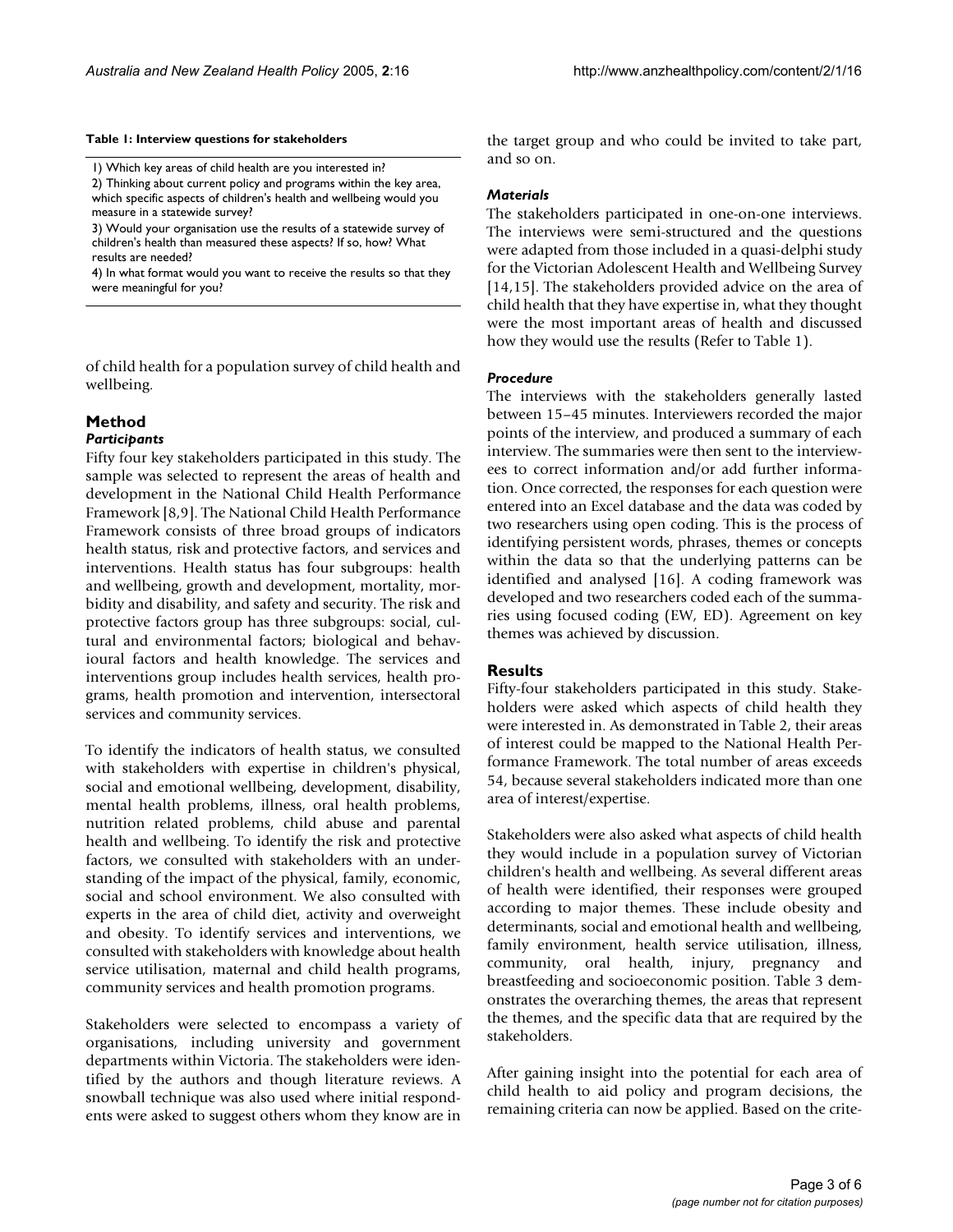**Table 1: Interview questions for stakeholders**

| |
|---|
| 1) Which key areas of child health are you interested in? |
| 2) Thinking about current policy and programs within the key area, which specific aspects of children's health and wellbeing would you measure in a statewide survey? |
| 3) Would your organisation use the results of a statewide survey of children's health than measured these aspects? If so, how? What results are needed? |
| 4) In what format would you want to receive the results so that they were meaningful for you? |

of child health for a population survey of child health and wellbeing.

## Method

### *Participants*

Fifty four key stakeholders participated in this study. The sample was selected to represent the areas of health and development in the National Child Health Performance Framework [8,9]. The National Child Health Performance Framework consists of three broad groups of indicators health status, risk and protective factors, and services and interventions. Health status has four subgroups: health and wellbeing, growth and development, mortality, morbidity and disability, and safety and security. The risk and protective factors group has three subgroups: social, cultural and environmental factors; biological and behavioural factors and health knowledge. The services and interventions group includes health services, health programs, health promotion and intervention, intersectoral services and community services.

To identify the indicators of health status, we consulted with stakeholders with expertise in children's physical, social and emotional wellbeing, development, disability, mental health problems, illness, oral health problems, nutrition related problems, child abuse and parental health and wellbeing. To identify the risk and protective factors, we consulted with stakeholders with an understanding of the impact of the physical, family, economic, social and school environment. We also consulted with experts in the area of child diet, activity and overweight and obesity. To identify services and interventions, we consulted with stakeholders with knowledge about health service utilisation, maternal and child health programs, community services and health promotion programs.

Stakeholders were selected to encompass a variety of organisations, including university and government departments within Victoria. The stakeholders were identified by the authors and though literature reviews. A snowball technique was also used where initial respondents were asked to suggest others whom they know are in the target group and who could be invited to take part, and so on.

### *Materials*

The stakeholders participated in one-on-one interviews. The interviews were semi-structured and the questions were adapted from those included in a quasi-delphi study for the Victorian Adolescent Health and Wellbeing Survey [14,15]. The stakeholders provided advice on the area of child health that they have expertise in, what they thought were the most important areas of health and discussed how they would use the results (Refer to Table 1).

### *Procedure*

The interviews with the stakeholders generally lasted between 15–45 minutes. Interviewers recorded the major points of the interview, and produced a summary of each interview. The summaries were then sent to the interviewees to correct information and/or add further information. Once corrected, the responses for each question were entered into an Excel database and the data was coded by two researchers using open coding. This is the process of identifying persistent words, phrases, themes or concepts within the data so that the underlying patterns can be identified and analysed [16]. A coding framework was developed and two researchers coded each of the summaries using focused coding (EW, ED). Agreement on key themes was achieved by discussion.

## Results

Fifty-four stakeholders participated in this study. Stakeholders were asked which aspects of child health they were interested in. As demonstrated in Table 2, their areas of interest could be mapped to the National Health Performance Framework. The total number of areas exceeds 54, because several stakeholders indicated more than one area of interest/expertise.

Stakeholders were also asked what aspects of child health they would include in a population survey of Victorian children's health and wellbeing. As several different areas of health were identified, their responses were grouped according to major themes. These include obesity and determinants, social and emotional health and wellbeing, family environment, health service utilisation, illness, community, oral health, injury, pregnancy and breastfeeding and socioeconomic position. Table 3 demonstrates the overarching themes, the areas that represent the themes, and the specific data that are required by the stakeholders.

After gaining insight into the potential for each area of child health to aid policy and program decisions, the remaining criteria can now be applied. Based on the crite-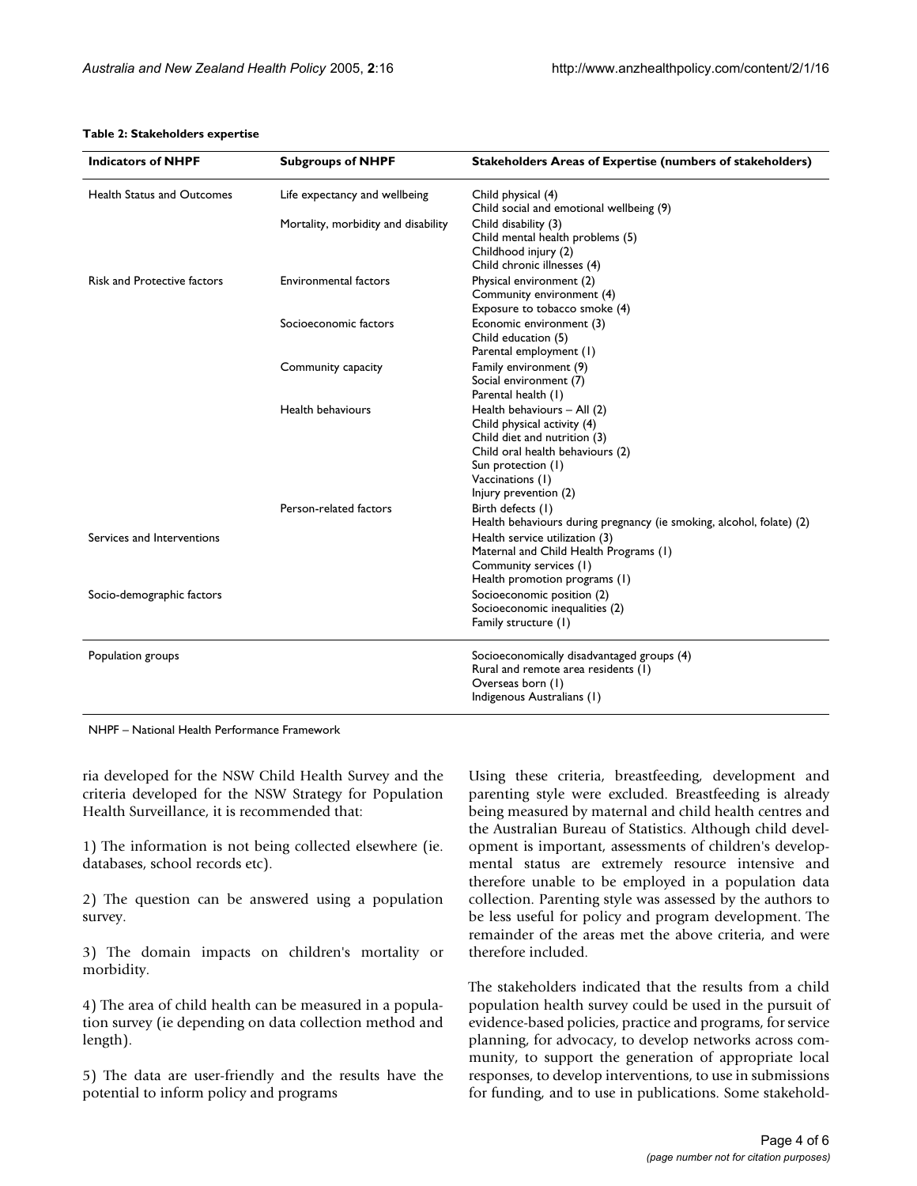**Table 2: Stakeholders expertise**

| Indicators of NHPF | Subgroups of NHPF | Stakeholders Areas of Expertise (numbers of stakeholders) |
|---|---|---|
| Health Status and Outcomes | Life expectancy and wellbeing | Child physical (4)<br>Child social and emotional wellbeing (9) |
| | Mortality, morbidity and disability | Child disability (3)<br>Child mental health problems (5)<br>Childhood injury (2)<br>Child chronic illnesses (4) |
| Risk and Protective factors | Environmental factors | Physical environment (2)<br>Community environment (4)<br>Exposure to tobacco smoke (4) |
| | Socioeconomic factors | Economic environment (3)<br>Child education (5)<br>Parental employment (1) |
| | Community capacity | Family environment (9)<br>Social environment (7)<br>Parental health (1) |
| | Health behaviours | Health behaviours – All (2)<br>Child physical activity (4)<br>Child diet and nutrition (3)<br>Child oral health behaviours (2)<br>Sun protection (1)<br>Vaccinations (1)<br>Injury prevention (2) |
| | Person-related factors | Birth defects (1)<br>Health behaviours during pregnancy (ie smoking, alcohol, folate) (2) |
| Services and Interventions | | Health service utilization (3)<br>Maternal and Child Health Programs (1)<br>Community services (1)<br>Health promotion programs (1) |
| Socio-demographic factors | | Socioeconomic position (2)<br>Socioeconomic inequalities (2)<br>Family structure (1) |
| Population groups | | Socioeconomically disadvantaged groups (4)<br>Rural and remote area residents (1)<br>Overseas born (1)<br>Indigenous Australians (1) |

NHPF – National Health Performance Framework

ria developed for the NSW Child Health Survey and the criteria developed for the NSW Strategy for Population Health Surveillance, it is recommended that:

1) The information is not being collected elsewhere (ie. databases, school records etc).

2) The question can be answered using a population survey.

3) The domain impacts on children's mortality or morbidity.

4) The area of child health can be measured in a population survey (ie depending on data collection method and length).

5) The data are user-friendly and the results have the potential to inform policy and programs

Using these criteria, breastfeeding, development and parenting style were excluded. Breastfeeding is already being measured by maternal and child health centres and the Australian Bureau of Statistics. Although child development is important, assessments of children's developmental status are extremely resource intensive and therefore unable to be employed in a population data collection. Parenting style was assessed by the authors to be less useful for policy and program development. The remainder of the areas met the above criteria, and were therefore included.

The stakeholders indicated that the results from a child population health survey could be used in the pursuit of evidence-based policies, practice and programs, for service planning, for advocacy, to develop networks across community, to support the generation of appropriate local responses, to develop interventions, to use in submissions for funding, and to use in publications. Some stakehold-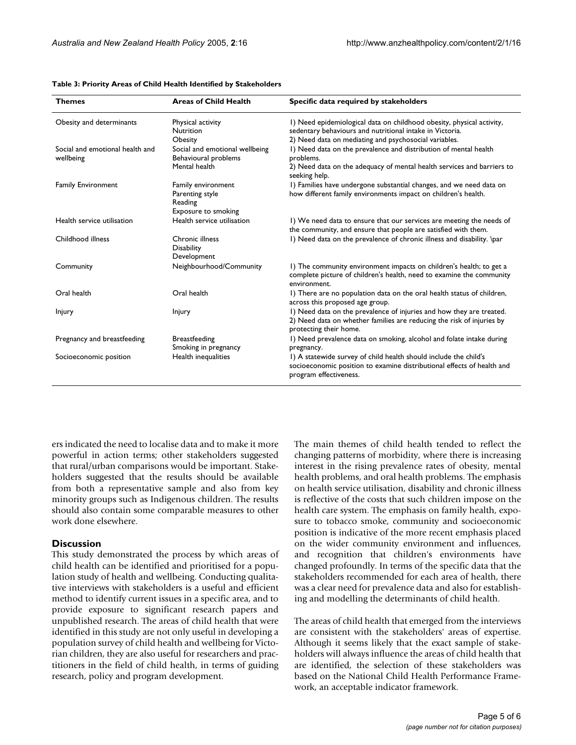**Table 3: Priority Areas of Child Health Identified by Stakeholders**

| Themes | Areas of Child Health | Specific data required by stakeholders |
|---|---|---|
| Obesity and determinants | Physical activity<br>Nutrition<br>Obesity | 1) Need epidemiological data on childhood obesity, physical activity, sedentary behaviours and nutritional intake in Victoria.<br>2) Need data on mediating and psychosocial variables. |
| Social and emotional health and wellbeing | Social and emotional wellbeing<br>Behavioural problems<br>Mental health | 1) Need data on the prevalence and distribution of mental health problems.<br>2) Need data on the adequacy of mental health services and barriers to seeking help. |
| Family Environment | Family environment<br>Parenting style<br>Reading<br>Exposure to smoking | 1) Families have undergone substantial changes, and we need data on how different family environments impact on children's health. |
| Health service utilisation | Health service utilisation | 1) We need data to ensure that our services are meeting the needs of the community, and ensure that people are satisfied with them. |
| Childhood illness | Chronic illness<br>Disability<br>Development | 1) Need data on the prevalence of chronic illness and disability. \par |
| Community | Neighbourhood/Community | 1) The community environment impacts on children's health; to get a complete picture of children's health, need to examine the community environment. |
| Oral health | Oral health | 1) There are no population data on the oral health status of children, across this proposed age group. |
| Injury | Injury | 1) Need data on the prevalence of injuries and how they are treated.<br>2) Need data on whether families are reducing the risk of injuries by protecting their home. |
| Pregnancy and breastfeeding | Breastfeeding<br>Smoking in pregnancy | 1) Need prevalence data on smoking, alcohol and folate intake during pregnancy. |
| Socioeconomic position | Health inequalities | 1) A statewide survey of child health should include the child's socioeconomic position to examine distributional effects of health and program effectiveness. |

ers indicated the need to localise data and to make it more powerful in action terms; other stakeholders suggested that rural/urban comparisons would be important. Stakeholders suggested that the results should be available from both a representative sample and also from key minority groups such as Indigenous children. The results should also contain some comparable measures to other work done elsewhere.

## Discussion

This study demonstrated the process by which areas of child health can be identified and prioritised for a population study of health and wellbeing. Conducting qualitative interviews with stakeholders is a useful and efficient method to identify current issues in a specific area, and to provide exposure to significant research papers and unpublished research. The areas of child health that were identified in this study are not only useful in developing a population survey of child health and wellbeing for Victorian children, they are also useful for researchers and practitioners in the field of child health, in terms of guiding research, policy and program development.

The main themes of child health tended to reflect the changing patterns of morbidity, where there is increasing interest in the rising prevalence rates of obesity, mental health problems, and oral health problems. The emphasis on health service utilisation, disability and chronic illness is reflective of the costs that such children impose on the health care system. The emphasis on family health, exposure to tobacco smoke, community and socioeconomic position is indicative of the more recent emphasis placed on the wider community environment and influences, and recognition that children's environments have changed profoundly. In terms of the specific data that the stakeholders recommended for each area of health, there was a clear need for prevalence data and also for establishing and modelling the determinants of child health.

The areas of child health that emerged from the interviews are consistent with the stakeholders' areas of expertise. Although it seems likely that the exact sample of stakeholders will always influence the areas of child health that are identified, the selection of these stakeholders was based on the National Child Health Performance Framework, an acceptable indicator framework.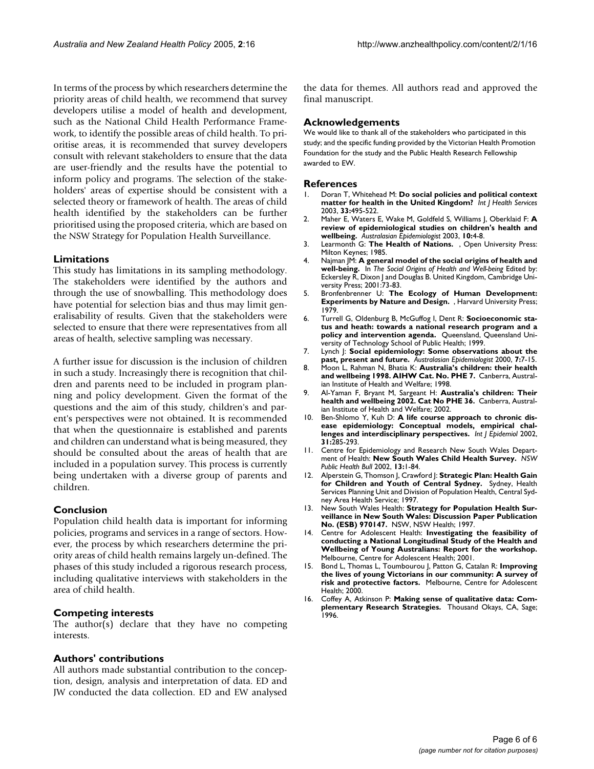In terms of the process by which researchers determine the priority areas of child health, we recommend that survey developers utilise a model of health and development, such as the National Child Health Performance Framework, to identify the possible areas of child health. To prioritise areas, it is recommended that survey developers consult with relevant stakeholders to ensure that the data are user-friendly and the results have the potential to inform policy and programs. The selection of the stakeholders' areas of expertise should be consistent with a selected theory or framework of health. The areas of child health identified by the stakeholders can be further prioritised using the proposed criteria, which are based on the NSW Strategy for Population Health Surveillance.

## Limitations

This study has limitations in its sampling methodology. The stakeholders were identified by the authors and through the use of snowballing. This methodology does have potential for selection bias and thus may limit generalisability of results. Given that the stakeholders were selected to ensure that there were representatives from all areas of health, selective sampling was necessary.

A further issue for discussion is the inclusion of children in such a study. Increasingly there is recognition that children and parents need to be included in program planning and policy development. Given the format of the questions and the aim of this study, children's and parent's perspectives were not obtained. It is recommended that when the questionnaire is established and parents and children can understand what is being measured, they should be consulted about the areas of health that are included in a population survey. This process is currently being undertaken with a diverse group of parents and children.

## Conclusion

Population child health data is important for informing policies, programs and services in a range of sectors. However, the process by which researchers determine the priority areas of child health remains largely un-defined. The phases of this study included a rigorous research process, including qualitative interviews with stakeholders in the area of child health.

## Competing interests

The author(s) declare that they have no competing interests.

## Authors' contributions

All authors made substantial contribution to the conception, design, analysis and interpretation of data. ED and JW conducted the data collection. ED and EW analysed the data for themes. All authors read and approved the final manuscript.

## Acknowledgements

We would like to thank all of the stakeholders who participated in this study; and the specific funding provided by the Victorian Health Promotion Foundation for the study and the Public Health Research Fellowship awarded to EW.

## References

1. Doran T, Whitehead M: **Do social policies and political context matter for health in the United Kingdom?** *Int J Health Services* 2003, **33:**495-522.
2. Maher E, Waters E, Wake M, Goldfeld S, Williams J, Oberklaid F: **A review of epidemiological studies on children's health and wellbeing.** *Australasian Epidemiologist* 2003, **10:**4-8.
3. Learmonth G: **The Health of Nations.** , Open University Press: Milton Keynes; 1985.
4. Najman JM: **A general model of the social origins of health and well-being.** In *The Social Origins of Health and Well-being* Edited by: Eckersley R, Dixon J and Douglas B. United Kingdom, Cambridge University Press; 2001:73-83.
5. Bronfenbrenner U: **The Ecology of Human Development: Experiments by Nature and Design.** , Harvard University Press; 1979.
6. Turrell G, Oldenburg B, McGuffog I, Dent R: **Socioeconomic status and heath: towards a national research program and a policy and intervention agenda.** Queensland, Queensland University of Technology School of Public Health; 1999.
7. Lynch J: **Social epidemiology: Some observations about the past, present and future.** *Australasian Epidemiologist* 2000, **7:**7-15.
8. Moon L, Rahman N, Bhatia K: **Australia's children: their health and wellbeing 1998. AIHW Cat. No. PHE 7.** Canberra, Australian Institute of Health and Welfare; 1998.
9. Al-Yaman F, Bryant M, Sargeant H: **Australia's children: Their health and wellbeing 2002. Cat No PHE 36.** Canberra, Australian Institute of Health and Welfare; 2002.
10. Ben-Shlomo Y, Kuh D: **A life course approach to chronic disease epidemiology: Conceptual models, empirical challenges and interdisciplinary perspectives.** *Int J Epidemiol* 2002, **31:**285-293.
11. Centre for Epidemiology and Research New South Wales Department of Health: **New South Wales Child Health Survey.** *NSW Public Health Bull* 2002, **13:**1-84.
12. Alperstein G, Thomson J, Crawford J: **Strategic Plan: Health Gain for Children and Youth of Central Sydney.** Sydney, Health Services Planning Unit and Division of Population Health, Central Sydney Area Health Service; 1997.
13. New South Wales Health: **Strategy for Population Health Surveillance in New South Wales: Discussion Paper Publication No. (ESB) 970147.** NSW, NSW Health; 1997.
14. Centre for Adolescent Health: **Investigating the feasibility of conducting a National Longitudinal Study of the Health and Wellbeing of Young Australians: Report for the workshop.** Melbourne, Centre for Adolescent Health; 2001.
15. Bond L, Thomas L, Toumbourou J, Patton G, Catalan R: **Improving the lives of young Victorians in our community: A survey of risk and protective factors.** Melbourne, Centre for Adolescent Health; 2000.
16. Coffey A, Atkinson P: **Making sense of qualitative data: Complementary Research Strategies.** Thousand Okays, CA, Sage; 1996.